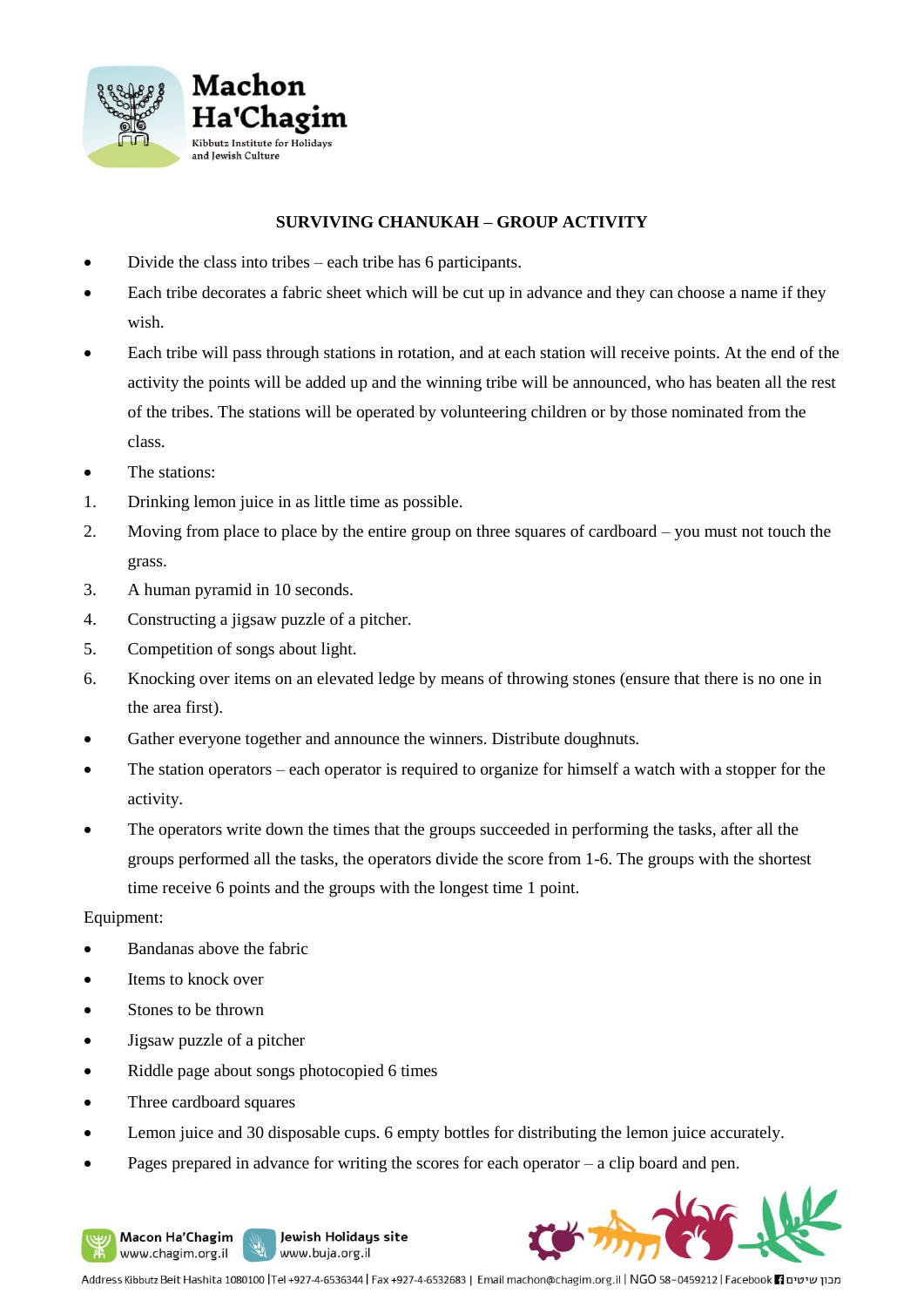## SURVIVING CHANUKAH – GROUP ACTIVITY

- Divide the class into tribes – each tribe has 6 participants.
- Each tribe decorates a fabric sheet which will be cut up in advance and they can choose a name if they wish.
- Each tribe will pass through stations in rotation, and at each station will receive points. At the end of the activity the points will be added up and the winning tribe will be announced, who has beaten all the rest of the tribes. The stations will be operated by volunteering children or by those nominated from the class.
- The stations:

1. Drinking lemon juice in as little time as possible.
2. Moving from place to place by the entire group on three squares of cardboard – you must not touch the grass.
3. A human pyramid in 10 seconds.
4. Constructing a jigsaw puzzle of a pitcher.
5. Competition of songs about light.
6. Knocking over items on an elevated ledge by means of throwing stones (ensure that there is no one in the area first).

- Gather everyone together and announce the winners. Distribute doughnuts.
- The station operators – each operator is required to organize for himself a watch with a stopper for the activity.
- The operators write down the times that the groups succeeded in performing the tasks, after all the groups performed all the tasks, the operators divide the score from 1-6. The groups with the shortest time receive 6 points and the groups with the longest time 1 point.

Equipment:

- Bandanas above the fabric
- Items to knock over
- Stones to be thrown
- Jigsaw puzzle of a pitcher
- Riddle page about songs photocopied 6 times
- Three cardboard squares
- Lemon juice and 30 disposable cups. 6 empty bottles for distributing the lemon juice accurately.
- Pages prepared in advance for writing the scores for each operator – a clip board and pen.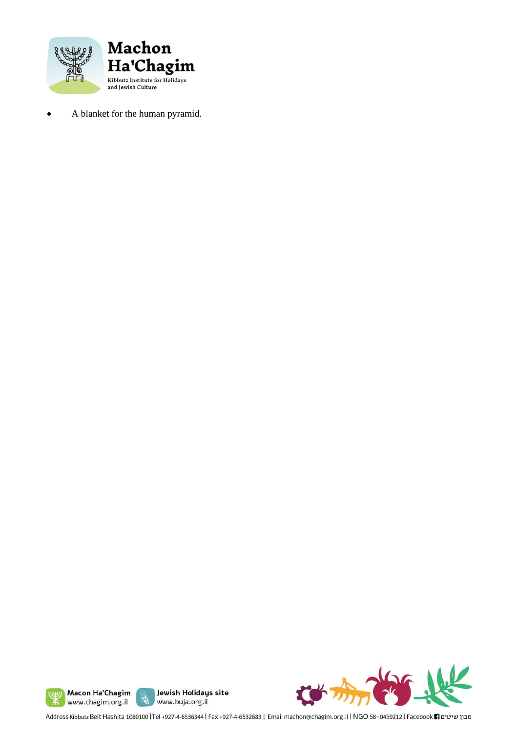- A blanket for the human pyramid.